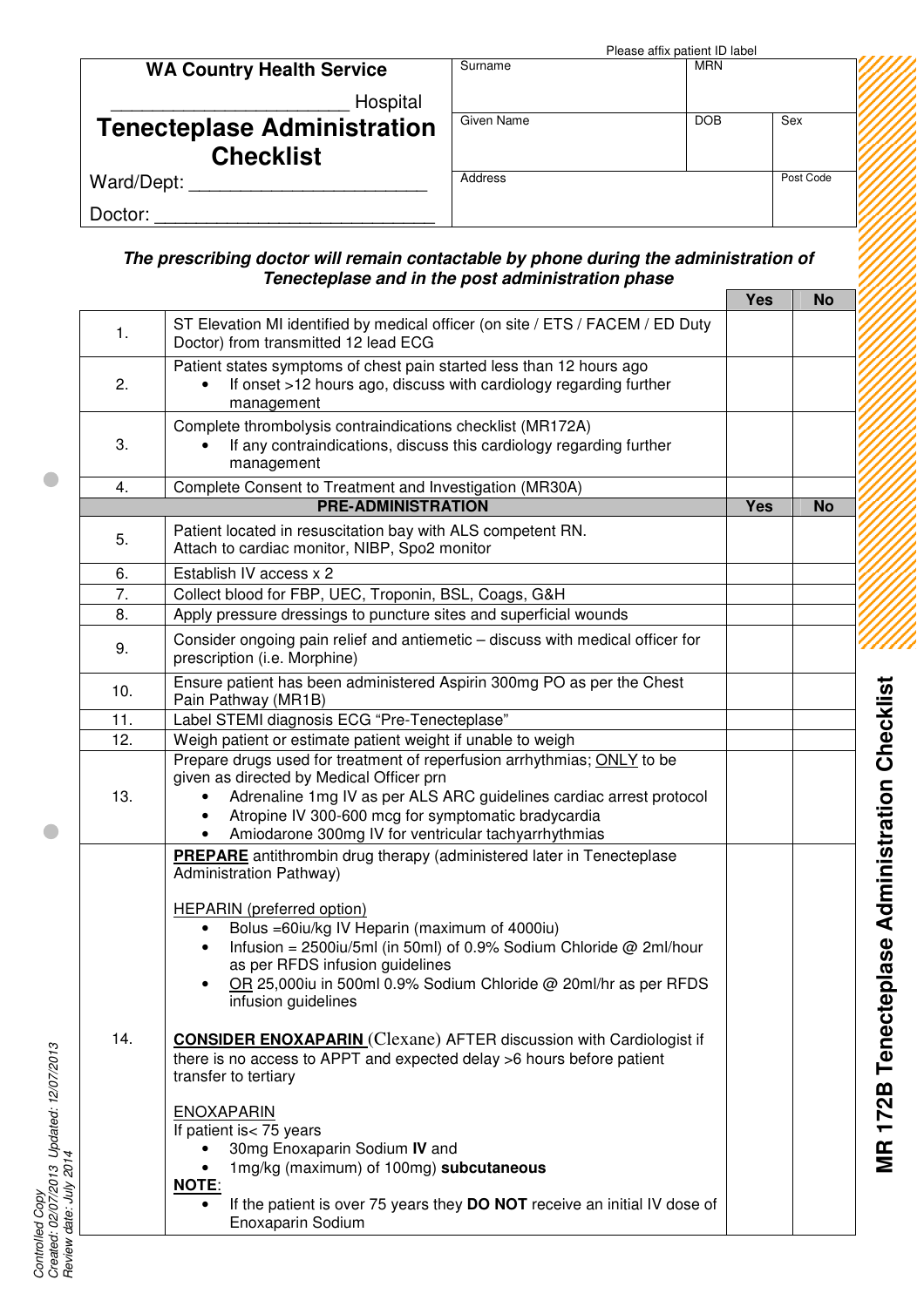Please affix patient ID label

| **WA Country Health Service** | Surname | MRN | |
|---|---|---|---|
| ______________________ Hospital | Given Name | DOB | Sex |
| **Tenecteplase Administration Checklist** | Address | | Post Code |
| Ward/Dept: ______________________ | | | |
| Doctor: ______________________ | | | |

***The prescribing doctor will remain contactable by phone during the administration of Tenecteplase and in the post administration phase***

| | | **Yes** | **No** |
|---|---|---|---|
| 1. | ST Elevation MI identified by medical officer (on site / ETS / FACEM / ED Duty Doctor) from transmitted 12 lead ECG | | |
| 2. | Patient states symptoms of chest pain started less than 12 hours ago<br>• If onset >12 hours ago, discuss with cardiology regarding further management | | |
| 3. | Complete thrombolysis contraindications checklist (MR172A)<br>• If any contraindications, discuss this cardiology regarding further management | | |
| 4. | Complete Consent to Treatment and Investigation (MR30A) | | |
| | **PRE-ADMINISTRATION** | **Yes** | **No** |
| 5. | Patient located in resuscitation bay with ALS competent RN.<br>Attach to cardiac monitor, NIBP, Spo2 monitor | | |
| 6. | Establish IV access x 2 | | |
| 7. | Collect blood for FBP, UEC, Troponin, BSL, Coags, G&H | | |
| 8. | Apply pressure dressings to puncture sites and superficial wounds | | |
| 9. | Consider ongoing pain relief and antiemetic – discuss with medical officer for prescription (i.e. Morphine) | | |
| 10. | Ensure patient has been administered Aspirin 300mg PO as per the Chest Pain Pathway (MR1B) | | |
| 11. | Label STEMI diagnosis ECG "Pre-Tenecteplase" | | |
| 12. | Weigh patient or estimate patient weight if unable to weigh | | |
| 13. | Prepare drugs used for treatment of reperfusion arrhythmias; <u>ONLY</u> to be given as directed by Medical Officer prn<br>• Adrenaline 1mg IV as per ALS ARC guidelines cardiac arrest protocol<br>• Atropine IV 300-600 mcg for symptomatic bradycardia<br>• Amiodarone 300mg IV for ventricular tachyarrhythmias | | |
| 14. | **<u>PREPARE</u>** antithrombin drug therapy (administered later in Tenecteplase Administration Pathway)<br><br><u>HEPARIN (preferred option)</u><br>• Bolus =60iu/kg IV Heparin (maximum of 4000iu)<br>• Infusion = 2500iu/5ml (in 50ml) of 0.9% Sodium Chloride @ 2ml/hour as per RFDS infusion guidelines<br>• <u>OR</u> 25,000iu in 500ml 0.9% Sodium Chloride @ 20ml/hr as per RFDS infusion guidelines<br><br>**<u>CONSIDER ENOXAPARIN</u>** (Clexane) AFTER discussion with Cardiologist if there is no access to APPT and expected delay >6 hours before patient transfer to tertiary<br><br><u>ENOXAPARIN</u><br>If patient is< 75 years<br>• 30mg Enoxaparin Sodium **IV** and<br>• 1mg/kg (maximum) of 100mg) **subcutaneous**<br>**<u>NOTE</u>**:<br>• If the patient is over 75 years they **DO NOT** receive an initial IV dose of Enoxaparin Sodium | | |

*Controlled Copy*
*Created: 02/07/2013 Updated: 12/07/2013*
*Review date: July 2014*

**MR 172B Tenecteplase Administration Checklist**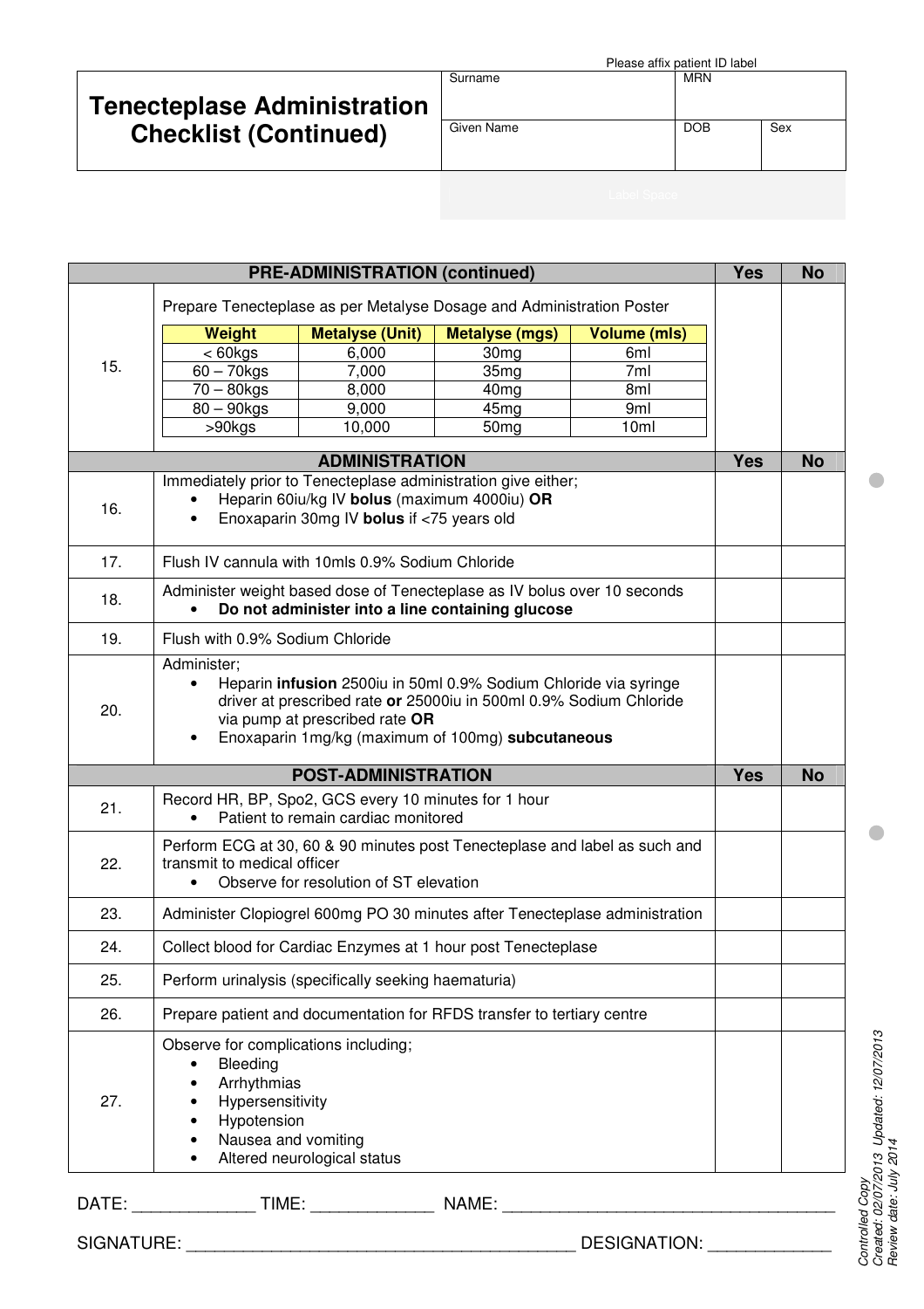# Tenecteplase Administration Checklist (Continued)

Please affix patient ID label

| Surname | MRN | |
|---|---|---|
| Given Name | DOB | Sex |

| | PRE-ADMINISTRATION (continued) | Yes | No |
|---|---|---|---|
| 15. | Prepare Tenecteplase as per Metalyse Dosage and Administration Poster | | |

| Weight | Metalyse (Unit) | Metalyse (mgs) | Volume (mls) |
|---|---|---|---|
| < 60kgs | 6,000 | 30mg | 6ml |
| 60 – 70kgs | 7,000 | 35mg | 7ml |
| 70 – 80kgs | 8,000 | 40mg | 8ml |
| 80 – 90kgs | 9,000 | 45mg | 9ml |
| >90kgs | 10,000 | 50mg | 10ml |

| | ADMINISTRATION | Yes | No |
|---|---|---|---|
| 16. | Immediately prior to Tenecteplase administration give either;<br>• Heparin 60iu/kg IV **bolus** (maximum 4000iu) **OR**<br>• Enoxaparin 30mg IV **bolus** if <75 years old | | |
| 17. | Flush IV cannula with 10mls 0.9% Sodium Chloride | | |
| 18. | Administer weight based dose of Tenecteplase as IV bolus over 10 seconds<br>• **Do not administer into a line containing glucose** | | |
| 19. | Flush with 0.9% Sodium Chloride | | |
| 20. | Administer;<br>• Heparin **infusion** 2500iu in 50ml 0.9% Sodium Chloride via syringe driver at prescribed rate **or** 25000iu in 500ml 0.9% Sodium Chloride via pump at prescribed rate **OR**<br>• Enoxaparin 1mg/kg (maximum of 100mg) **subcutaneous** | | |

| | POST-ADMINISTRATION | Yes | No |
|---|---|---|---|
| 21. | Record HR, BP, Spo2, GCS every 10 minutes for 1 hour<br>• Patient to remain cardiac monitored | | |
| 22. | Perform ECG at 30, 60 & 90 minutes post Tenecteplase and label as such and transmit to medical officer<br>• Observe for resolution of ST elevation | | |
| 23. | Administer Clopiogrel 600mg PO 30 minutes after Tenecteplase administration | | |
| 24. | Collect blood for Cardiac Enzymes at 1 hour post Tenecteplase | | |
| 25. | Perform urinalysis (specifically seeking haematuria) | | |
| 26. | Prepare patient and documentation for RFDS transfer to tertiary centre | | |
| 27. | Observe for complications including;<br>• Bleeding<br>• Arrhythmias<br>• Hypersensitivity<br>• Hypotension<br>• Nausea and vomiting<br>• Altered neurological status | | |

DATE: _____________ TIME: _____________ NAME: ____________________________________

SIGNATURE: __________________________________________ DESIGNATION: _____________

*Controlled Copy*
*Created: 02/07/2013 Updated: 12/07/2013*
*Review date: July 2014*